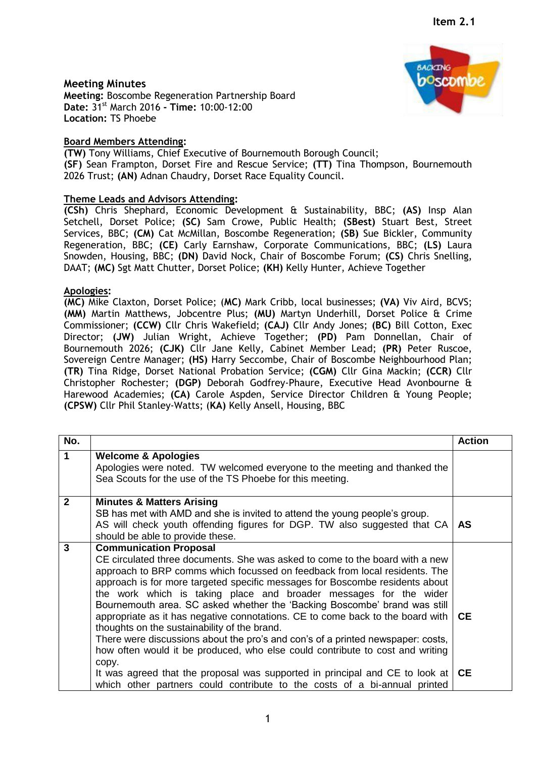Item 2.1

**Meeting Minutes**
**Meeting:** Boscombe Regeneration Partnership Board
**Date:** 31st March 2016 **- Time:** 10:00-12:00
**Location:** TS Phoebe

**Board Members Attending:**
**(TW)** Tony Williams, Chief Executive of Bournemouth Borough Council;
**(SF)** Sean Frampton, Dorset Fire and Rescue Service; **(TT)** Tina Thompson, Bournemouth 2026 Trust; **(AN)** Adnan Chaudry, Dorset Race Equality Council.

**Theme Leads and Advisors Attending:**
**(CSh)** Chris Shephard, Economic Development & Sustainability, BBC; **(AS)** Insp Alan Setchell, Dorset Police; **(SC)** Sam Crowe, Public Health; **(SBest)** Stuart Best, Street Services, BBC; **(CM)** Cat McMillan, Boscombe Regeneration; **(SB)** Sue Bickler, Community Regeneration, BBC; **(CE)** Carly Earnshaw, Corporate Communications, BBC; **(LS)** Laura Snowden, Housing, BBC; **(DN)** David Nock, Chair of Boscombe Forum; **(CS)** Chris Snelling, DAAT; **(MC)** Sgt Matt Chutter, Dorset Police; **(KH)** Kelly Hunter, Achieve Together

**Apologies:**
**(MC)** Mike Claxton, Dorset Police; (**MC)** Mark Cribb, local businesses; **(VA)** Viv Aird, BCVS; **(MM)** Martin Matthews, Jobcentre Plus; **(MU)** Martyn Underhill, Dorset Police & Crime Commissioner; **(CCW)** Cllr Chris Wakefield; **(CAJ)** Cllr Andy Jones; **(BC)** Bill Cotton, Exec Director; **(JW)** Julian Wright, Achieve Together; **(PD)** Pam Donnellan, Chair of Bournemouth 2026; **(CJK)** Cllr Jane Kelly, Cabinet Member Lead; **(PR)** Peter Ruscoe, Sovereign Centre Manager; **(HS)** Harry Seccombe, Chair of Boscombe Neighbourhood Plan; **(TR)** Tina Ridge, Dorset National Probation Service; **(CGM)** Cllr Gina Mackin; **(CCR)** Cllr Christopher Rochester; **(DGP)** Deborah Godfrey-Phaure, Executive Head Avonbourne & Harewood Academies; **(CA)** Carole Aspden, Service Director Children & Young People; **(CPSW)** Cllr Phil Stanley-Watts; (**KA)** Kelly Ansell, Housing, BBC

| No. | | Action |
|---|---|---|
| **1** | **Welcome & Apologies**<br>Apologies were noted. TW welcomed everyone to the meeting and thanked the Sea Scouts for the use of the TS Phoebe for this meeting. | |
| **2** | **Minutes & Matters Arising**<br>SB has met with AMD and she is invited to attend the young people's group.<br>AS will check youth offending figures for DGP. TW also suggested that CA should be able to provide these. | **AS** |
| **3** | **Communication Proposal**<br>CE circulated three documents. She was asked to come to the board with a new approach to BRP comms which focussed on feedback from local residents. The approach is for more targeted specific messages for Boscombe residents about the work which is taking place and broader messages for the wider Bournemouth area. SC asked whether the 'Backing Boscombe' brand was still appropriate as it has negative connotations. CE to come back to the board with thoughts on the sustainability of the brand.<br>There were discussions about the pro's and con's of a printed newspaper: costs, how often would it be produced, who else could contribute to cost and writing copy.<br>It was agreed that the proposal was supported in principal and CE to look at which other partners could contribute to the costs of a bi-annual printed | **CE**<br><br>**CE** |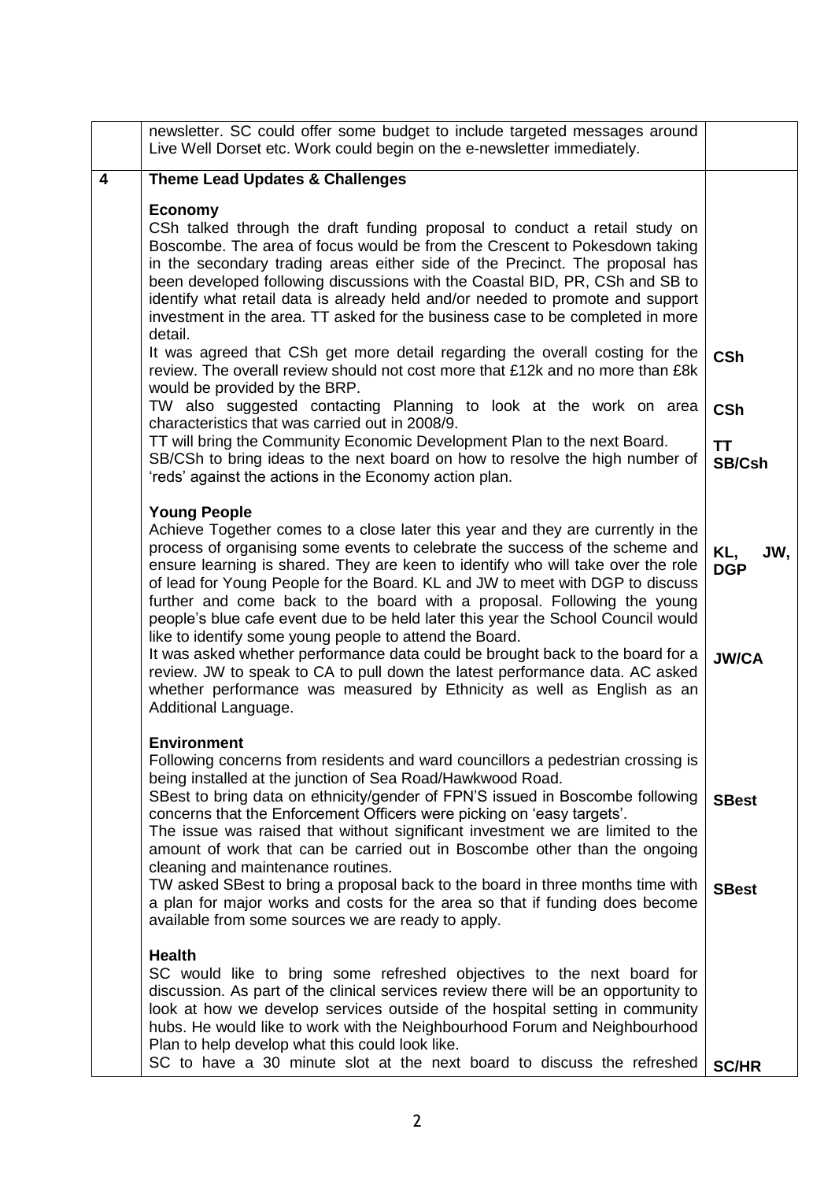| | | |
|---|---|---|
| | newsletter. SC could offer some budget to include targeted messages around Live Well Dorset etc. Work could begin on the e-newsletter immediately. | |
| **4** | **Theme Lead Updates & Challenges** | |
| | **Economy**<br>CSh talked through the draft funding proposal to conduct a retail study on Boscombe. The area of focus would be from the Crescent to Pokesdown taking in the secondary trading areas either side of the Precinct. The proposal has been developed following discussions with the Coastal BID, PR, CSh and SB to identify what retail data is already held and/or needed to promote and support investment in the area. TT asked for the business case to be completed in more detail. | |
| | It was agreed that CSh get more detail regarding the overall costing for the review. The overall review should not cost more that £12k and no more than £8k would be provided by the BRP. | **CSh** |
| | TW also suggested contacting Planning to look at the work on area characteristics that was carried out in 2008/9. | **CSh** |
| | TT will bring the Community Economic Development Plan to the next Board. | **TT** |
| | SB/CSh to bring ideas to the next board on how to resolve the high number of 'reds' against the actions in the Economy action plan. | **SB/CSh** |
| | **Young People**<br>Achieve Together comes to a close later this year and they are currently in the process of organising some events to celebrate the success of the scheme and ensure learning is shared. They are keen to identify who will take over the role of lead for Young People for the Board. KL and JW to meet with DGP to discuss further and come back to the board with a proposal. Following the young people's blue cafe event due to be held later this year the School Council would like to identify some young people to attend the Board. | **KL, JW, DGP** |
| | It was asked whether performance data could be brought back to the board for a review. JW to speak to CA to pull down the latest performance data. AC asked whether performance was measured by Ethnicity as well as English as an Additional Language. | **JW/CA** |
| | **Environment**<br>Following concerns from residents and ward councillors a pedestrian crossing is being installed at the junction of Sea Road/Hawkwood Road. | |
| | SBest to bring data on ethnicity/gender of FPN'S issued in Boscombe following concerns that the Enforcement Officers were picking on 'easy targets'. | **SBest** |
| | The issue was raised that without significant investment we are limited to the amount of work that can be carried out in Boscombe other than the ongoing cleaning and maintenance routines. | |
| | TW asked SBest to bring a proposal back to the board in three months time with a plan for major works and costs for the area so that if funding does become available from some sources we are ready to apply. | **SBest** |
| | **Health**<br>SC would like to bring some refreshed objectives to the next board for discussion. As part of the clinical services review there will be an opportunity to look at how we develop services outside of the hospital setting in community hubs. He would like to work with the Neighbourhood Forum and Neighbourhood Plan to help develop what this could look like. | |
| | SC to have a 30 minute slot at the next board to discuss the refreshed | **SC/HR** |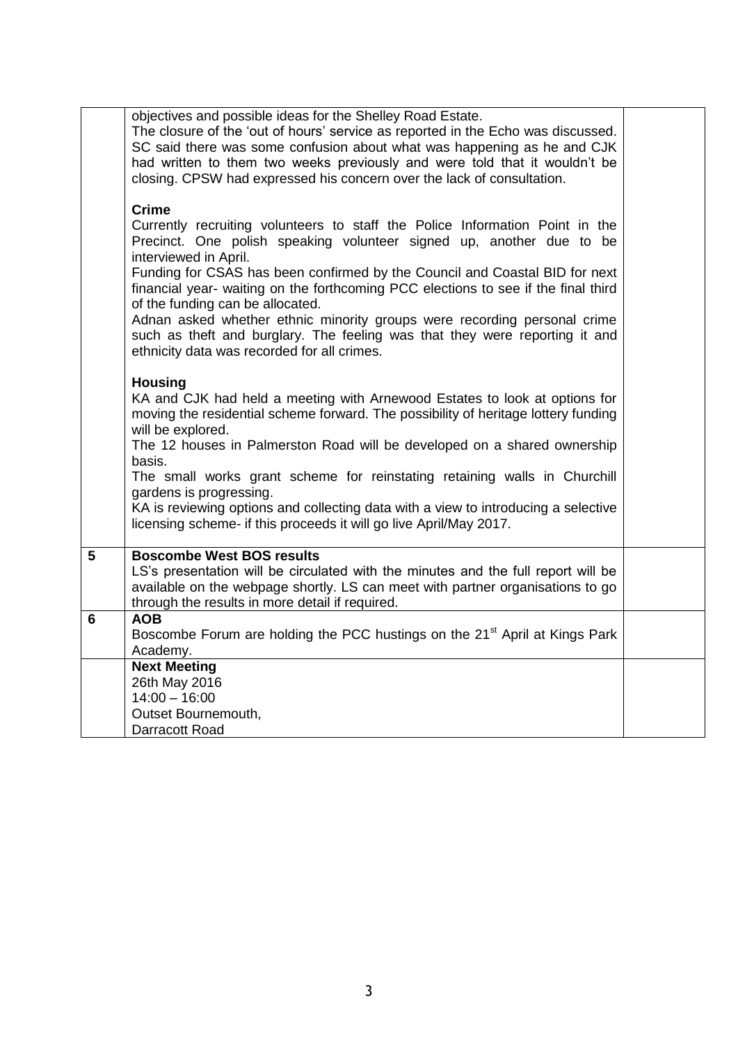| | | |
|---|---|---|
| | objectives and possible ideas for the Shelley Road Estate.<br>The closure of the 'out of hours' service as reported in the Echo was discussed. SC said there was some confusion about what was happening as he and CJK had written to them two weeks previously and were told that it wouldn't be closing. CPSW had expressed his concern over the lack of consultation.<br><br>**Crime**<br>Currently recruiting volunteers to staff the Police Information Point in the Precinct. One polish speaking volunteer signed up, another due to be interviewed in April.<br>Funding for CSAS has been confirmed by the Council and Coastal BID for next financial year- waiting on the forthcoming PCC elections to see if the final third of the funding can be allocated.<br>Adnan asked whether ethnic minority groups were recording personal crime such as theft and burglary. The feeling was that they were reporting it and ethnicity data was recorded for all crimes.<br><br>**Housing**<br>KA and CJK had held a meeting with Arnewood Estates to look at options for moving the residential scheme forward. The possibility of heritage lottery funding will be explored.<br>The 12 houses in Palmerston Road will be developed on a shared ownership basis.<br>The small works grant scheme for reinstating retaining walls in Churchill gardens is progressing.<br>KA is reviewing options and collecting data with a view to introducing a selective licensing scheme- if this proceeds it will go live April/May 2017. | |
| **5** | **Boscombe West BOS results**<br>LS's presentation will be circulated with the minutes and the full report will be available on the webpage shortly. LS can meet with partner organisations to go through the results in more detail if required. | |
| **6** | **AOB**<br>Boscombe Forum are holding the PCC hustings on the 21st April at Kings Park Academy. | |
| | **Next Meeting**<br>26th May 2016<br>14:00 – 16:00<br>Outset Bournemouth,<br>Darracott Road | |